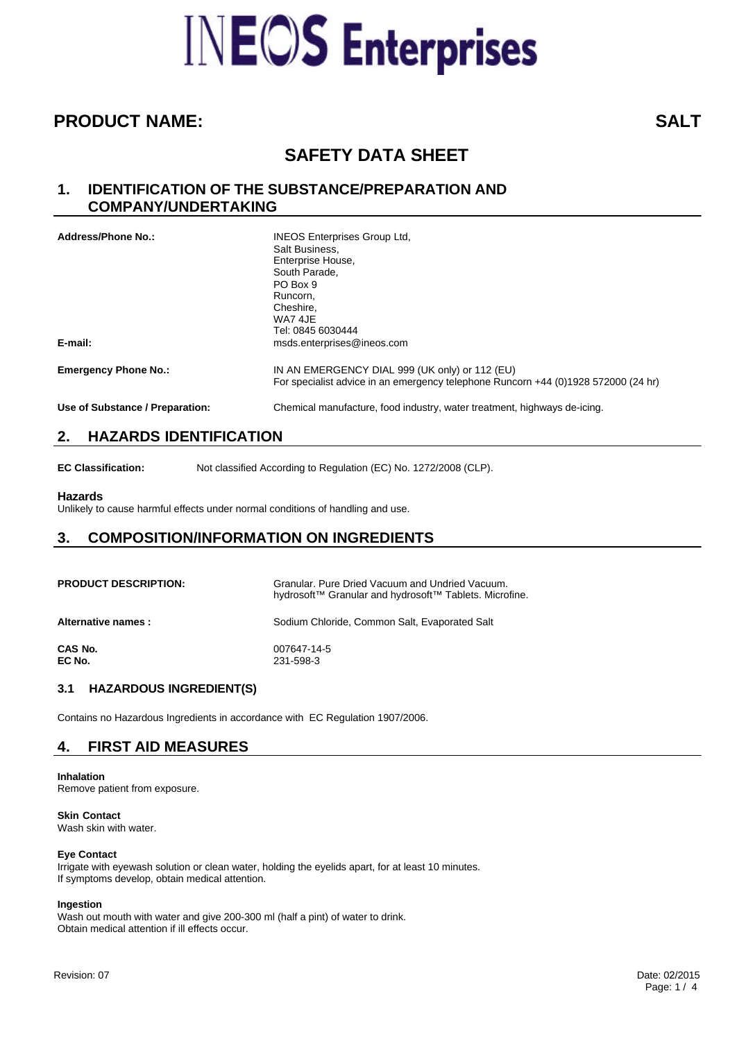# INEOS Enterprises

## PRODUCT NAME: SALT

# SAFETY DATA SHEET

## 1. IDENTIFICATION OF THE SUBSTANCE/PREPARATION AND COMPANY/UNDERTAKING

**Address/Phone No.:**
INEOS Enterprises Group Ltd,
Salt Business,
Enterprise House,
South Parade,
PO Box 9
Runcorn,
Cheshire,
WA7 4JE
Tel: 0845 6030444

**E-mail:** msds.enterprises@ineos.com

**Emergency Phone No.:**
IN AN EMERGENCY DIAL 999 (UK only) or 112 (EU)
For specialist advice in an emergency telephone Runcorn +44 (0)1928 572000 (24 hr)

**Use of Substance / Preparation:** Chemical manufacture, food industry, water treatment, highways de-icing.

## 2. HAZARDS IDENTIFICATION

**EC Classification:** Not classified According to Regulation (EC) No. 1272/2008 (CLP).

**Hazards**

Unlikely to cause harmful effects under normal conditions of handling and use.

## 3. COMPOSITION/INFORMATION ON INGREDIENTS

**PRODUCT DESCRIPTION:**
Granular. Pure Dried Vacuum and Undried Vacuum.
hydrosoft™ Granular and hydrosoft™ Tablets. Microfine.

**Alternative names :** Sodium Chloride, Common Salt, Evaporated Salt

**CAS No.** 007647-14-5
**EC No.** 231-598-3

### 3.1 HAZARDOUS INGREDIENT(S)

Contains no Hazardous Ingredients in accordance with EC Regulation 1907/2006.

## 4. FIRST AID MEASURES

**Inhalation**
Remove patient from exposure.

**Skin Contact**
Wash skin with water.

**Eye Contact**
Irrigate with eyewash solution or clean water, holding the eyelids apart, for at least 10 minutes.
If symptoms develop, obtain medical attention.

**Ingestion**
Wash out mouth with water and give 200-300 ml (half a pint) of water to drink.
Obtain medical attention if ill effects occur.

Revision: 07 Date: 02/2015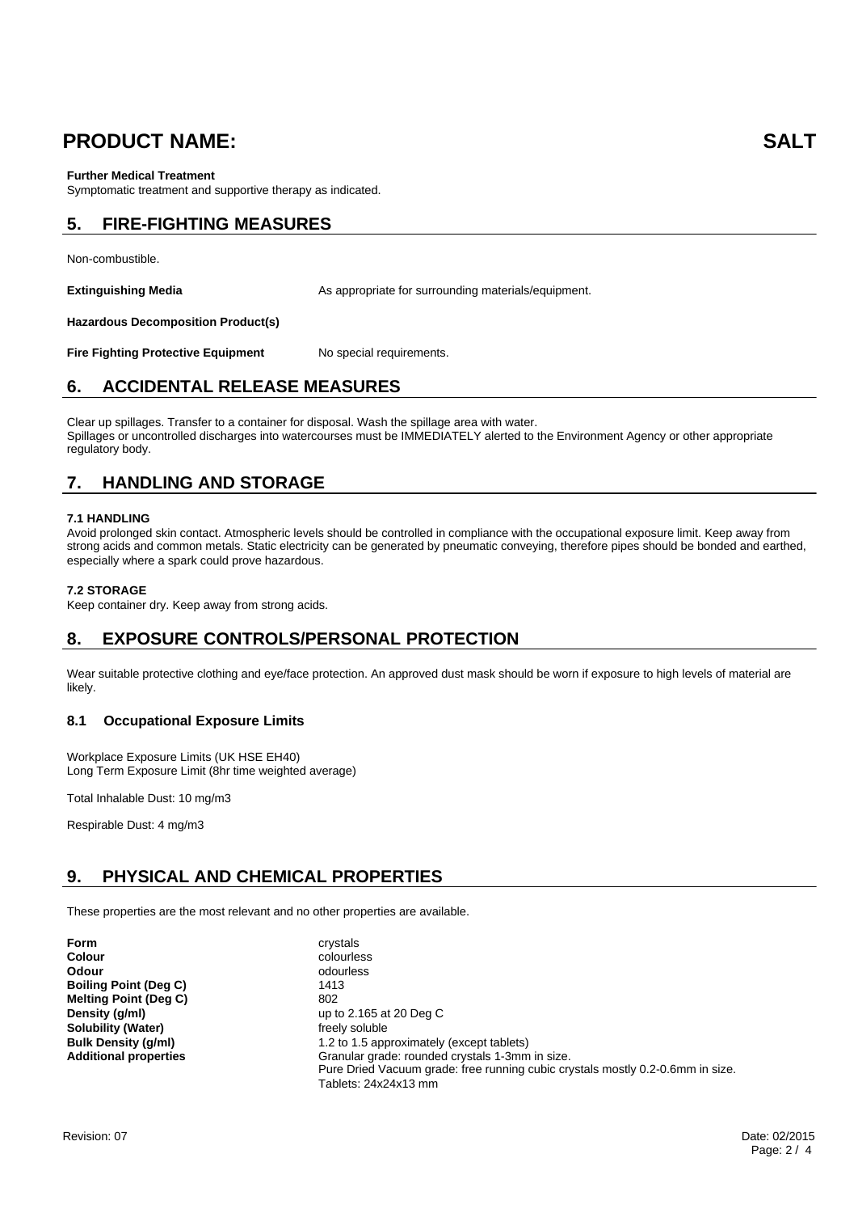# PRODUCT NAME: SALT

**Further Medical Treatment**
Symptomatic treatment and supportive therapy as indicated.

## 5. FIRE-FIGHTING MEASURES

Non-combustible.

| | |
|---|---|
| **Extinguishing Media** | As appropriate for surrounding materials/equipment. |
| **Hazardous Decomposition Product(s)** | |
| **Fire Fighting Protective Equipment** | No special requirements. |

## 6. ACCIDENTAL RELEASE MEASURES

Clear up spillages. Transfer to a container for disposal. Wash the spillage area with water.
Spillages or uncontrolled discharges into watercourses must be IMMEDIATELY alerted to the Environment Agency or other appropriate regulatory body.

## 7. HANDLING AND STORAGE

**7.1 HANDLING**
Avoid prolonged skin contact. Atmospheric levels should be controlled in compliance with the occupational exposure limit. Keep away from strong acids and common metals. Static electricity can be generated by pneumatic conveying, therefore pipes should be bonded and earthed, especially where a spark could prove hazardous.

**7.2 STORAGE**
Keep container dry. Keep away from strong acids.

## 8. EXPOSURE CONTROLS/PERSONAL PROTECTION

Wear suitable protective clothing and eye/face protection. An approved dust mask should be worn if exposure to high levels of material are likely.

### 8.1 Occupational Exposure Limits

Workplace Exposure Limits (UK HSE EH40)
Long Term Exposure Limit (8hr time weighted average)

Total Inhalable Dust: 10 mg/m3

Respirable Dust: 4 mg/m3

## 9. PHYSICAL AND CHEMICAL PROPERTIES

These properties are the most relevant and no other properties are available.

| | |
|---|---|
| **Form** | crystals |
| **Colour** | colourless |
| **Odour** | odourless |
| **Boiling Point (Deg C)** | 1413 |
| **Melting Point (Deg C)** | 802 |
| **Density (g/ml)** | up to 2.165 at 20 Deg C |
| **Solubility (Water)** | freely soluble |
| **Bulk Density (g/ml)** | 1.2 to 1.5 approximately (except tablets) |
| **Additional properties** | Granular grade: rounded crystals 1-3mm in size.<br>Pure Dried Vacuum grade: free running cubic crystals mostly 0.2-0.6mm in size.<br>Tablets: 24x24x13 mm |

Revision: 07 Date: 02/2015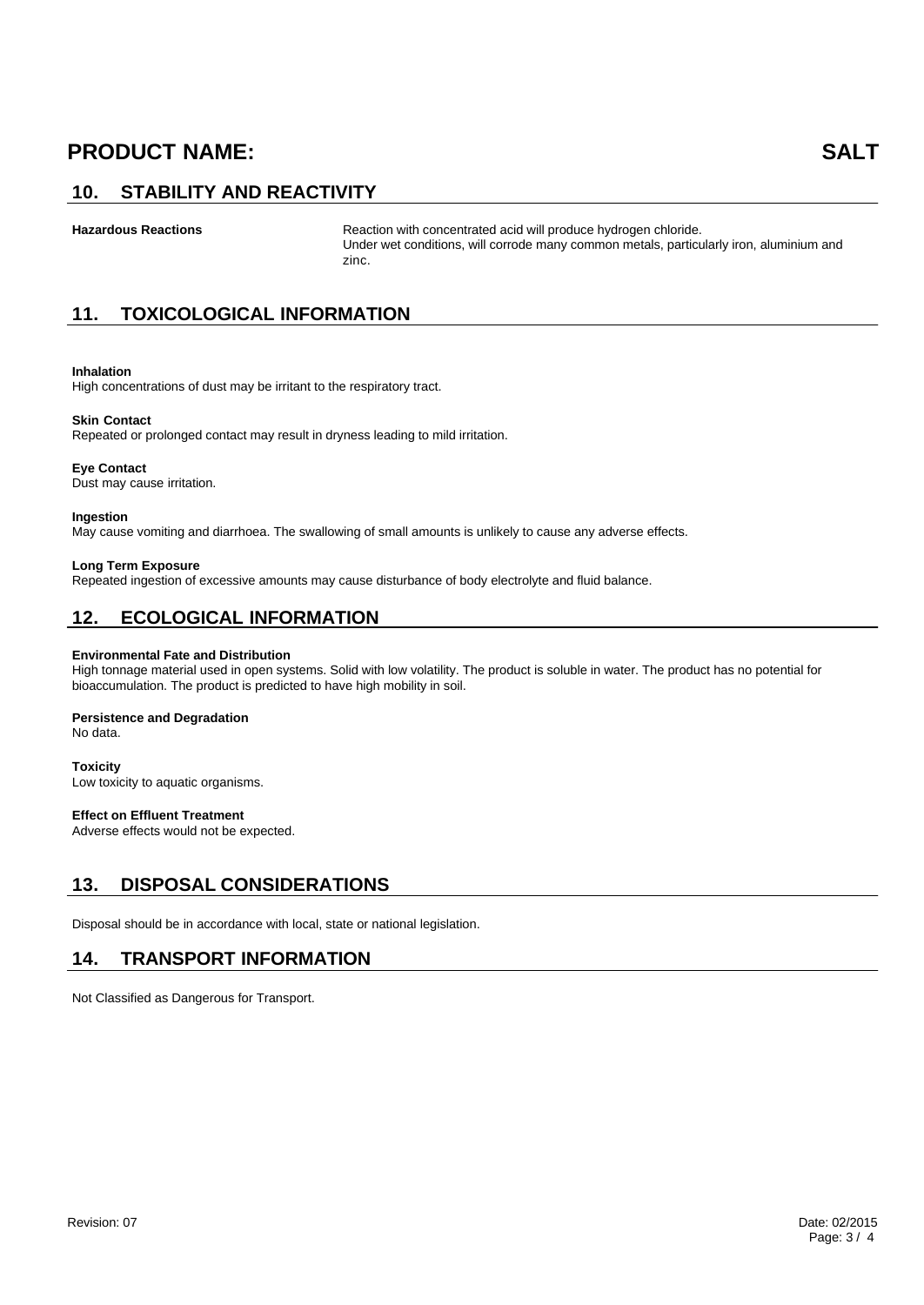# PRODUCT NAME: SALT

## 10. STABILITY AND REACTIVITY

**Hazardous Reactions**

Reaction with concentrated acid will produce hydrogen chloride.
Under wet conditions, will corrode many common metals, particularly iron, aluminium and zinc.

## 11. TOXICOLOGICAL INFORMATION

**Inhalation**
High concentrations of dust may be irritant to the respiratory tract.

**Skin Contact**
Repeated or prolonged contact may result in dryness leading to mild irritation.

**Eye Contact**
Dust may cause irritation.

**Ingestion**
May cause vomiting and diarrhoea. The swallowing of small amounts is unlikely to cause any adverse effects.

**Long Term Exposure**
Repeated ingestion of excessive amounts may cause disturbance of body electrolyte and fluid balance.

## 12. ECOLOGICAL INFORMATION

**Environmental Fate and Distribution**
High tonnage material used in open systems. Solid with low volatility. The product is soluble in water. The product has no potential for bioaccumulation. The product is predicted to have high mobility in soil.

**Persistence and Degradation**
No data.

**Toxicity**
Low toxicity to aquatic organisms.

**Effect on Effluent Treatment**
Adverse effects would not be expected.

## 13. DISPOSAL CONSIDERATIONS

Disposal should be in accordance with local, state or national legislation.

## 14. TRANSPORT INFORMATION

Not Classified as Dangerous for Transport.

Revision: 07

Date: 02/2015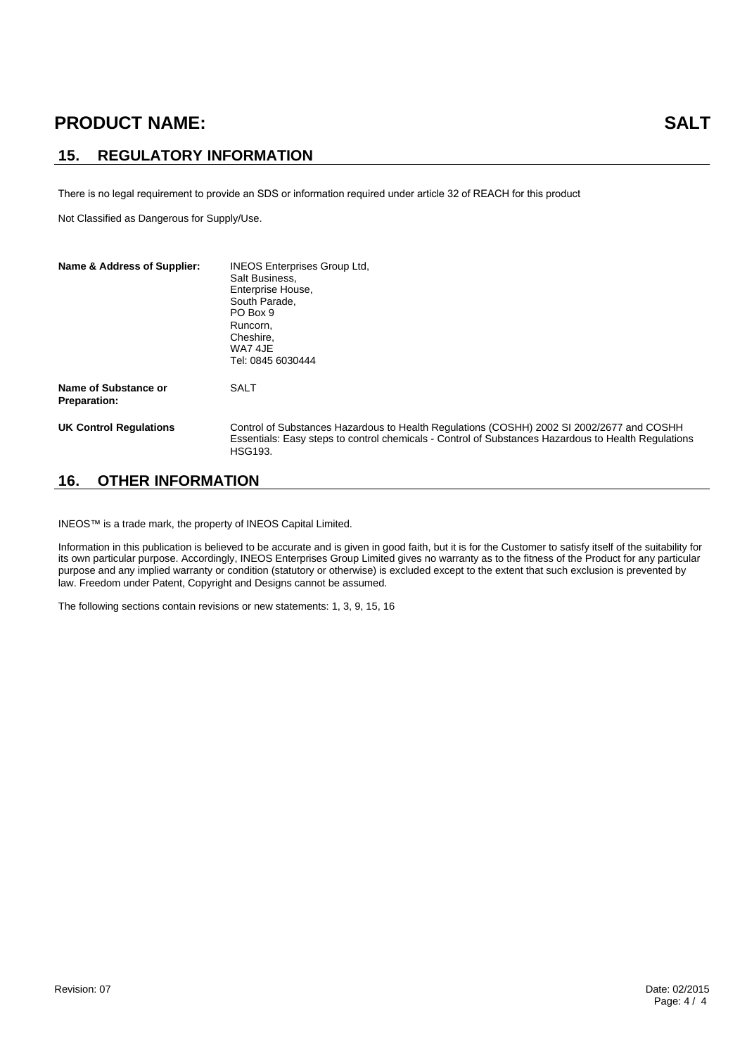# PRODUCT NAME: SALT

## 15. REGULATORY INFORMATION

There is no legal requirement to provide an SDS or information required under article 32 of REACH for this product

Not Classified as Dangerous for Supply/Use.

| | |
|---|---|
| **Name & Address of Supplier:** | INEOS Enterprises Group Ltd,<br>Salt Business,<br>Enterprise House,<br>South Parade,<br>PO Box 9<br>Runcorn,<br>Cheshire,<br>WA7 4JE<br>Tel: 0845 6030444 |
| **Name of Substance or Preparation:** | SALT |
| **UK Control Regulations** | Control of Substances Hazardous to Health Regulations (COSHH) 2002 SI 2002/2677 and COSHH Essentials: Easy steps to control chemicals - Control of Substances Hazardous to Health Regulations HSG193. |

## 16. OTHER INFORMATION

INEOS™ is a trade mark, the property of INEOS Capital Limited.

Information in this publication is believed to be accurate and is given in good faith, but it is for the Customer to satisfy itself of the suitability for its own particular purpose. Accordingly, INEOS Enterprises Group Limited gives no warranty as to the fitness of the Product for any particular purpose and any implied warranty or condition (statutory or otherwise) is excluded except to the extent that such exclusion is prevented by law. Freedom under Patent, Copyright and Designs cannot be assumed.

The following sections contain revisions or new statements: 1, 3, 9, 15, 16

Revision: 07

Date: 02/2015